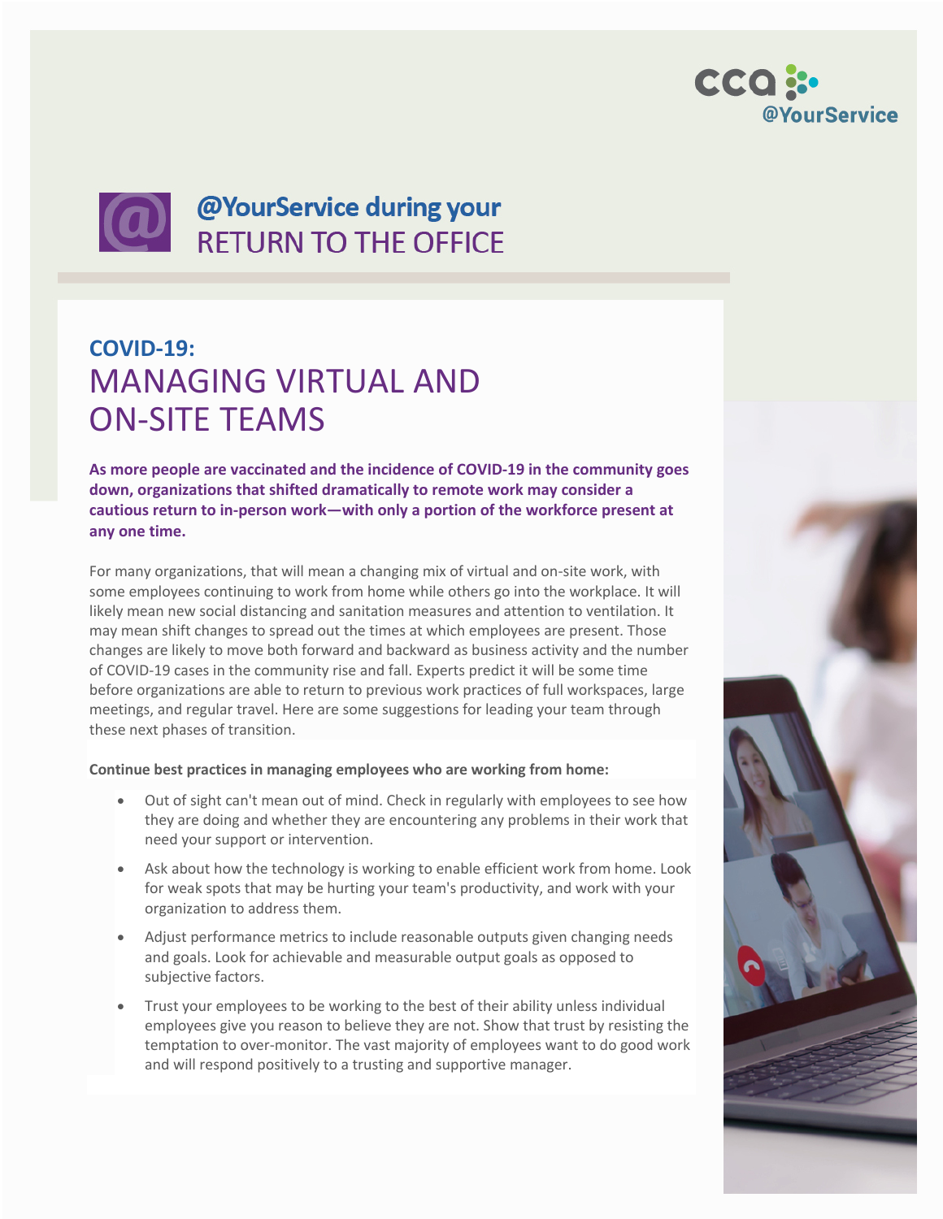cca @YourService

# @YourService during your RETURN TO THE OFFICE

## COVID-19: MANAGING VIRTUAL AND ON-SITE TEAMS

**As more people are vaccinated and the incidence of COVID-19 in the community goes down, organizations that shifted dramatically to remote work may consider a cautious return to in-person work—with only a portion of the workforce present at any one time.**

For many organizations, that will mean a changing mix of virtual and on-site work, with some employees continuing to work from home while others go into the workplace. It will likely mean new social distancing and sanitation measures and attention to ventilation. It may mean shift changes to spread out the times at which employees are present. Those changes are likely to move both forward and backward as business activity and the number of COVID-19 cases in the community rise and fall. Experts predict it will be some time before organizations are able to return to previous work practices of full workspaces, large meetings, and regular travel. Here are some suggestions for leading your team through these next phases of transition.

**Continue best practices in managing employees who are working from home:**

- Out of sight can't mean out of mind. Check in regularly with employees to see how they are doing and whether they are encountering any problems in their work that need your support or intervention.
- Ask about how the technology is working to enable efficient work from home. Look for weak spots that may be hurting your team's productivity, and work with your organization to address them.
- Adjust performance metrics to include reasonable outputs given changing needs and goals. Look for achievable and measurable output goals as opposed to subjective factors.
- Trust your employees to be working to the best of their ability unless individual employees give you reason to believe they are not. Show that trust by resisting the temptation to over-monitor. The vast majority of employees want to do good work and will respond positively to a trusting and supportive manager.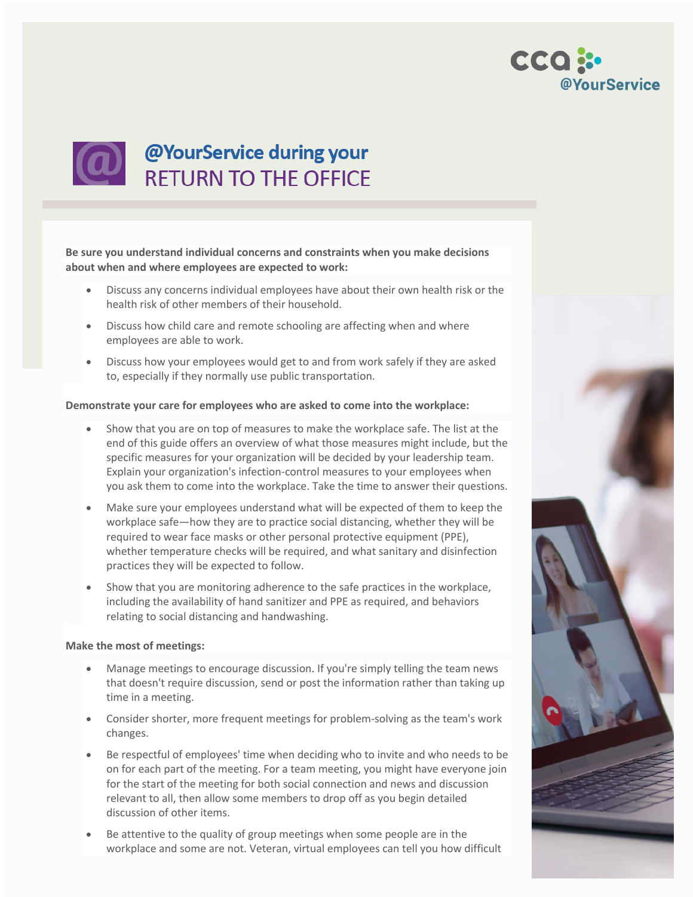# @YourService during your RETURN TO THE OFFICE

**Be sure you understand individual concerns and constraints when you make decisions about when and where employees are expected to work:**

- Discuss any concerns individual employees have about their own health risk or the health risk of other members of their household.
- Discuss how child care and remote schooling are affecting when and where employees are able to work.
- Discuss how your employees would get to and from work safely if they are asked to, especially if they normally use public transportation.

**Demonstrate your care for employees who are asked to come into the workplace:**

- Show that you are on top of measures to make the workplace safe. The list at the end of this guide offers an overview of what those measures might include, but the specific measures for your organization will be decided by your leadership team. Explain your organization's infection-control measures to your employees when you ask them to come into the workplace. Take the time to answer their questions.
- Make sure your employees understand what will be expected of them to keep the workplace safe—how they are to practice social distancing, whether they will be required to wear face masks or other personal protective equipment (PPE), whether temperature checks will be required, and what sanitary and disinfection practices they will be expected to follow.
- Show that you are monitoring adherence to the safe practices in the workplace, including the availability of hand sanitizer and PPE as required, and behaviors relating to social distancing and handwashing.

**Make the most of meetings:**

- Manage meetings to encourage discussion. If you're simply telling the team news that doesn't require discussion, send or post the information rather than taking up time in a meeting.
- Consider shorter, more frequent meetings for problem-solving as the team's work changes.
- Be respectful of employees' time when deciding who to invite and who needs to be on for each part of the meeting. For a team meeting, you might have everyone join for the start of the meeting for both social connection and news and discussion relevant to all, then allow some members to drop off as you begin detailed discussion of other items.
- Be attentive to the quality of group meetings when some people are in the workplace and some are not. Veteran, virtual employees can tell you how difficult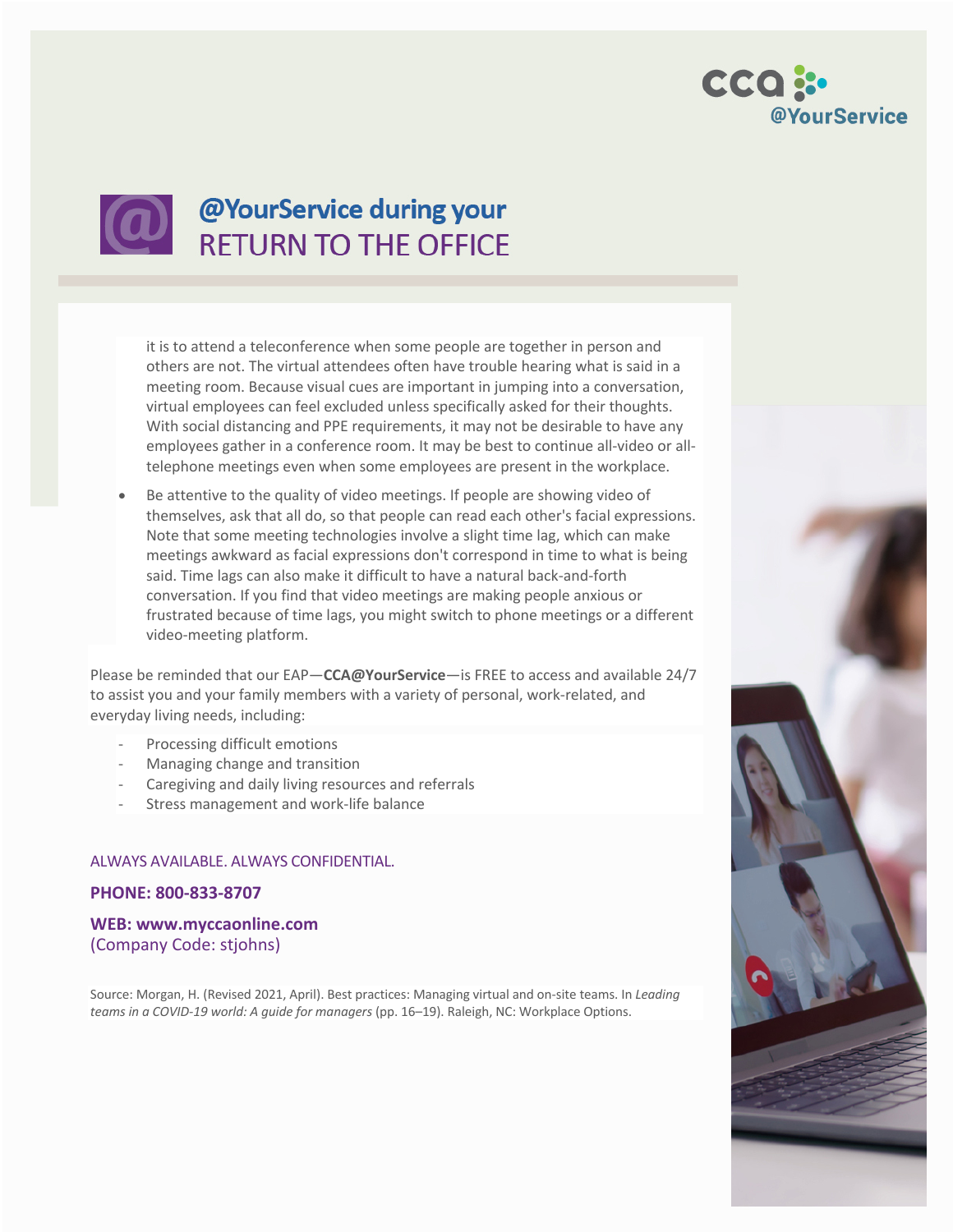# @YourService during your RETURN TO THE OFFICE

it is to attend a teleconference when some people are together in person and others are not. The virtual attendees often have trouble hearing what is said in a meeting room. Because visual cues are important in jumping into a conversation, virtual employees can feel excluded unless specifically asked for their thoughts. With social distancing and PPE requirements, it may not be desirable to have any employees gather in a conference room. It may be best to continue all-video or all-telephone meetings even when some employees are present in the workplace.

- Be attentive to the quality of video meetings. If people are showing video of themselves, ask that all do, so that people can read each other's facial expressions. Note that some meeting technologies involve a slight time lag, which can make meetings awkward as facial expressions don't correspond in time to what is being said. Time lags can also make it difficult to have a natural back-and-forth conversation. If you find that video meetings are making people anxious or frustrated because of time lags, you might switch to phone meetings or a different video-meeting platform.

Please be reminded that our EAP—**CCA@YourService**—is FREE to access and available 24/7 to assist you and your family members with a variety of personal, work-related, and everyday living needs, including:

- Processing difficult emotions
- Managing change and transition
- Caregiving and daily living resources and referrals
- Stress management and work-life balance

ALWAYS AVAILABLE. ALWAYS CONFIDENTIAL.

**PHONE: 800-833-8707**

**WEB: www.myccaonline.com**
(Company Code: stjohns)

Source: Morgan, H. (Revised 2021, April). Best practices: Managing virtual and on-site teams. In *Leading teams in a COVID-19 world: A guide for managers* (pp. 16–19). Raleigh, NC: Workplace Options.